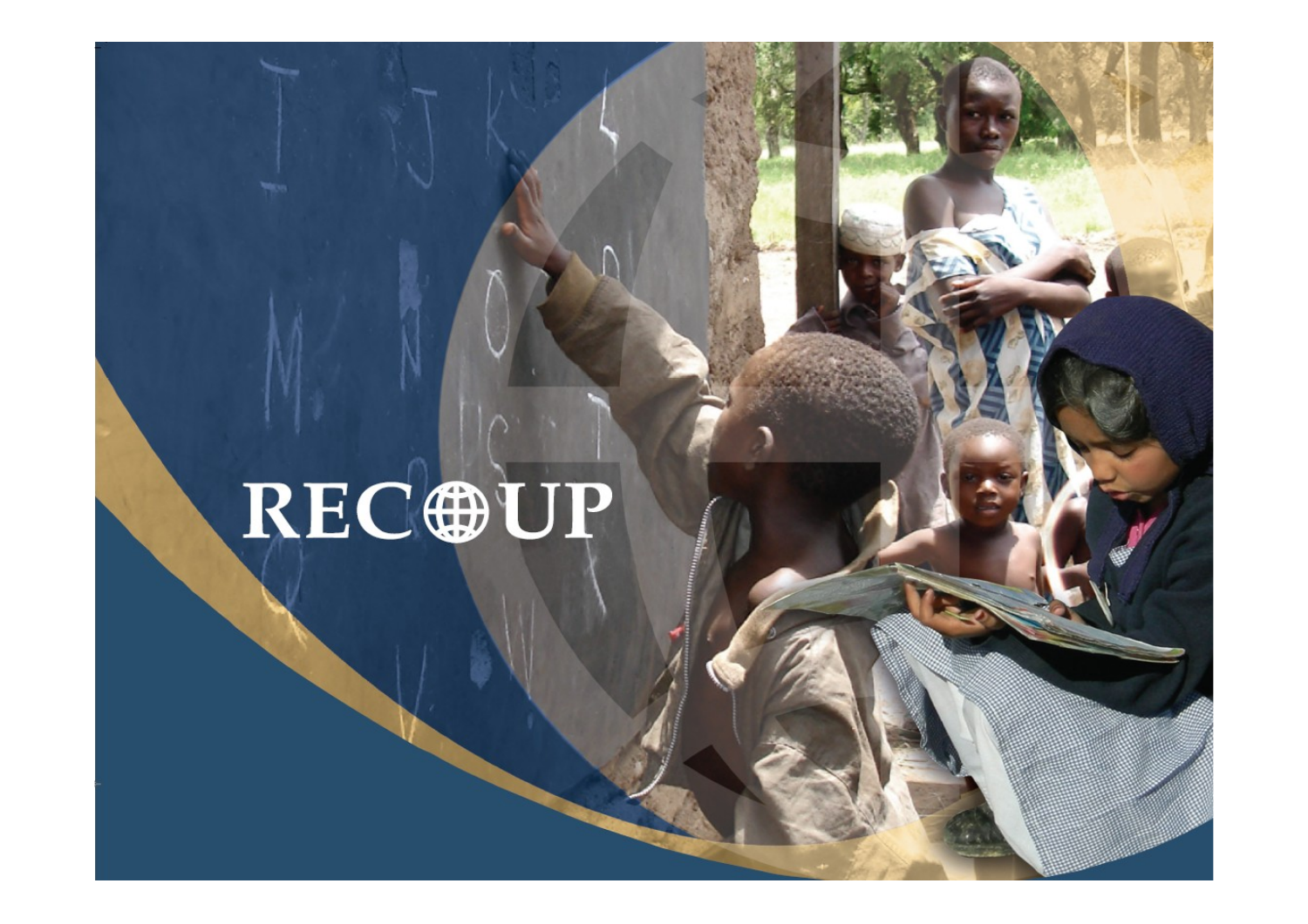# RECOUP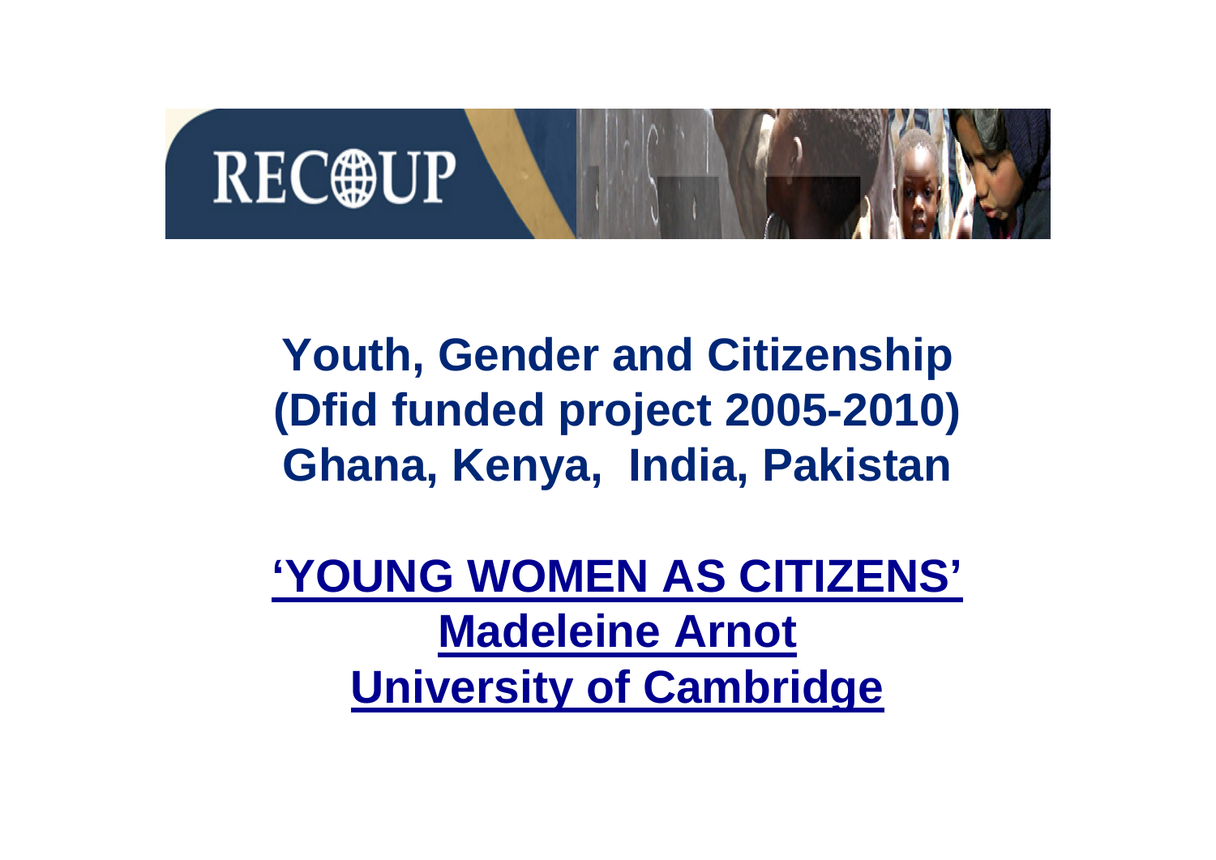RECOUP

# Youth, Gender and Citizenship (Dfid funded project 2005-2010) Ghana, Kenya, India, Pakistan

**'YOUNG WOMEN AS CITIZENS'**

**Madeleine Arnot**

**University of Cambridge**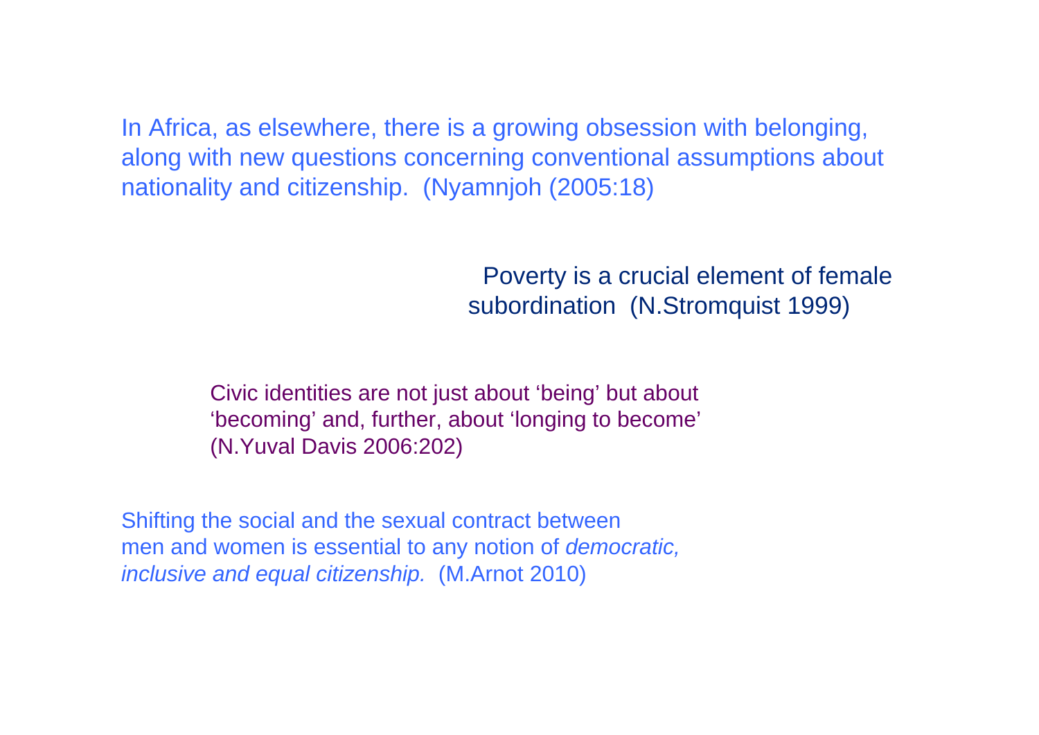In Africa, as elsewhere, there is a growing obsession with belonging, along with new questions concerning conventional assumptions about nationality and citizenship. (Nyamnjoh (2005:18)

Poverty is a crucial element of female subordination (N.Stromquist 1999)

Civic identities are not just about 'being' but about 'becoming' and, further, about 'longing to become' (N.Yuval Davis 2006:202)

Shifting the social and the sexual contract between men and women is essential to any notion of *democratic, inclusive and equal citizenship.* (M.Arnot 2010)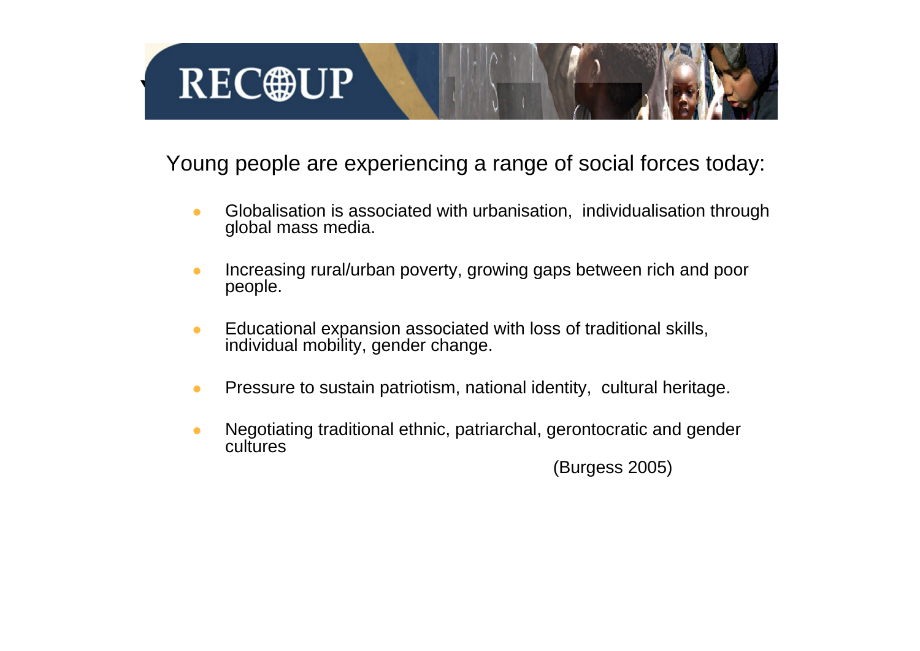Young people are experiencing a range of social forces today:

- Globalisation is associated with urbanisation, individualisation through global mass media.
- Increasing rural/urban poverty, growing gaps between rich and poor people.
- Educational expansion associated with loss of traditional skills, individual mobility, gender change.
- Pressure to sustain patriotism, national identity, cultural heritage.
- Negotiating traditional ethnic, patriarchal, gerontocratic and gender cultures

(Burgess 2005)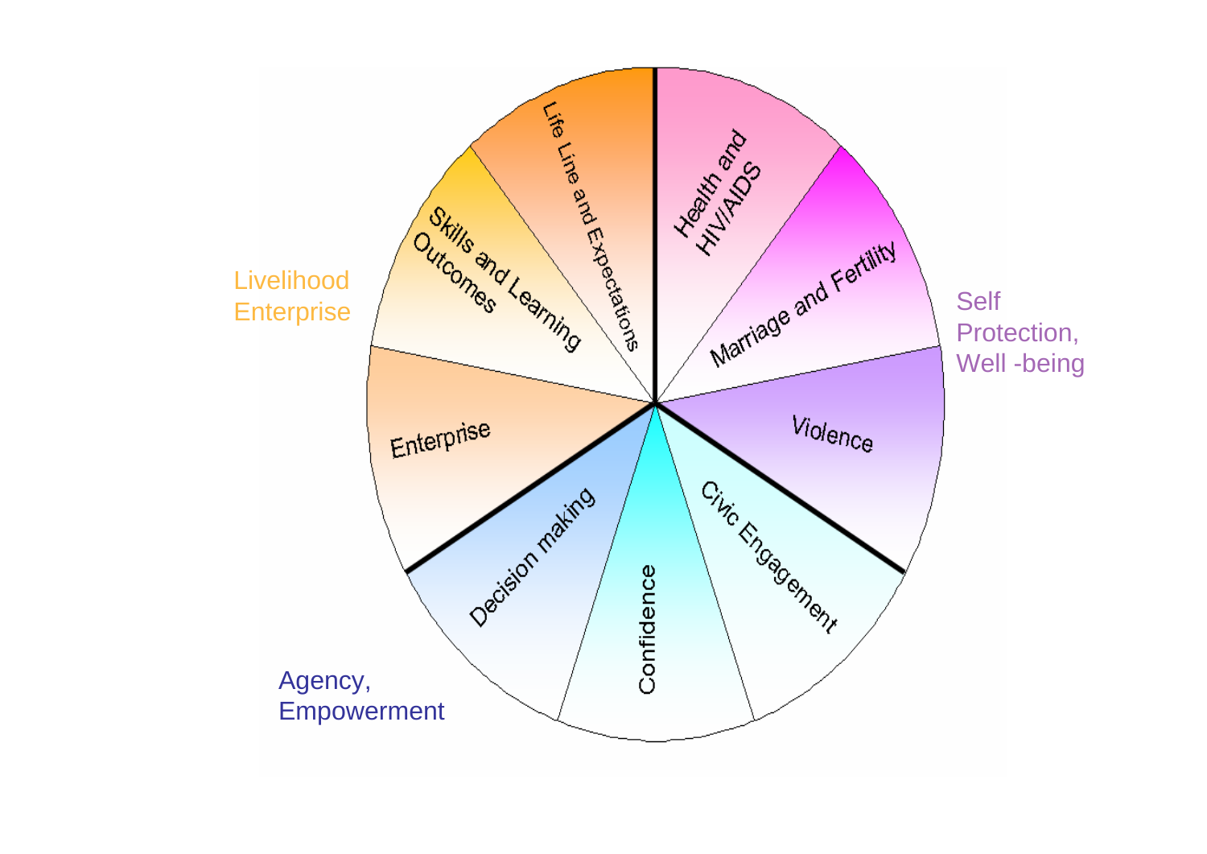Livelihood Enterprise

- Life Line and Expectations
- Skills and Learning Outcomes
- Enterprise

Self Protection, Well -being

- Health and HIV/AIDS
- Marriage and Fertility
- Violence

Agency, Empowerment

- Civic Engagement
- Confidence
- Decision making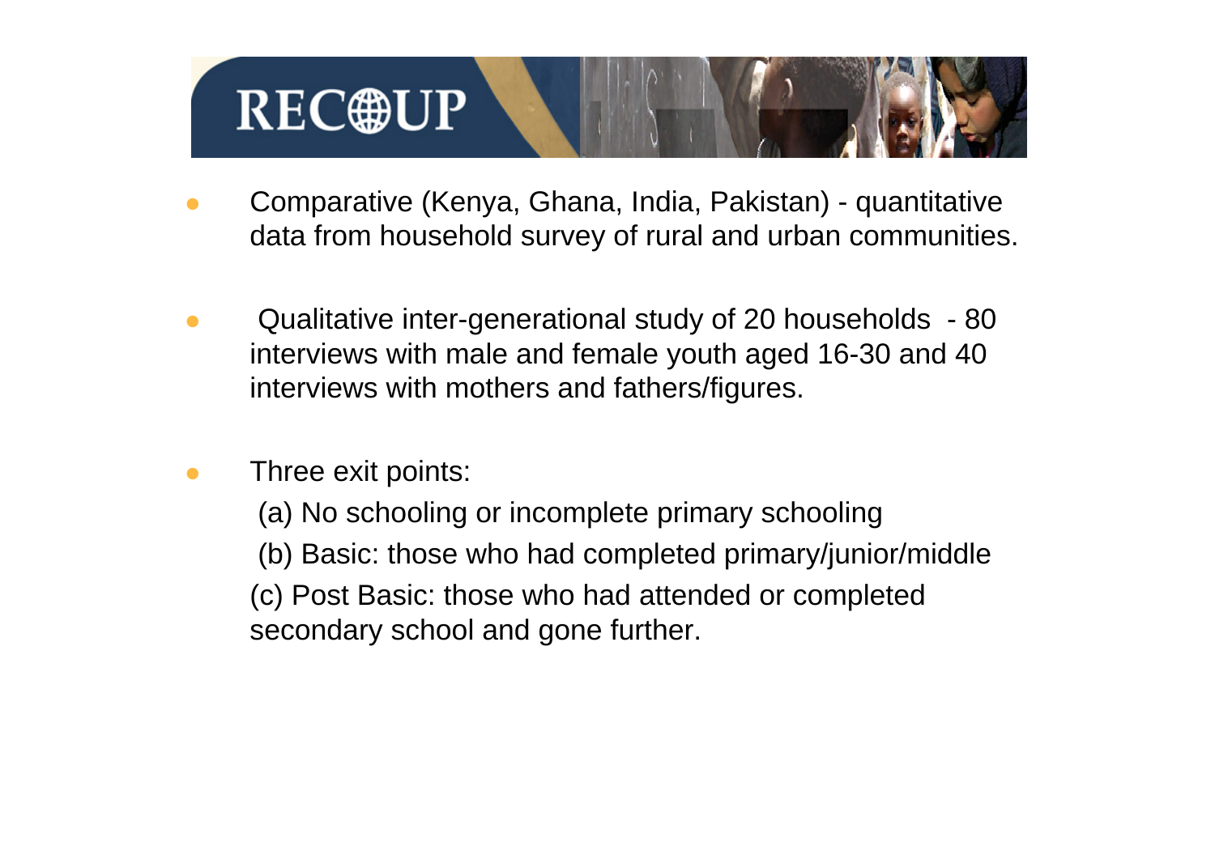- Comparative (Kenya, Ghana, India, Pakistan) - quantitative data from household survey of rural and urban communities.

- Qualitative inter-generational study of 20 households - 80 interviews with male and female youth aged 16-30 and 40 interviews with mothers and fathers/figures.

- Three exit points:

  (a) No schooling or incomplete primary schooling

  (b) Basic: those who had completed primary/junior/middle

  (c) Post Basic: those who had attended or completed secondary school and gone further.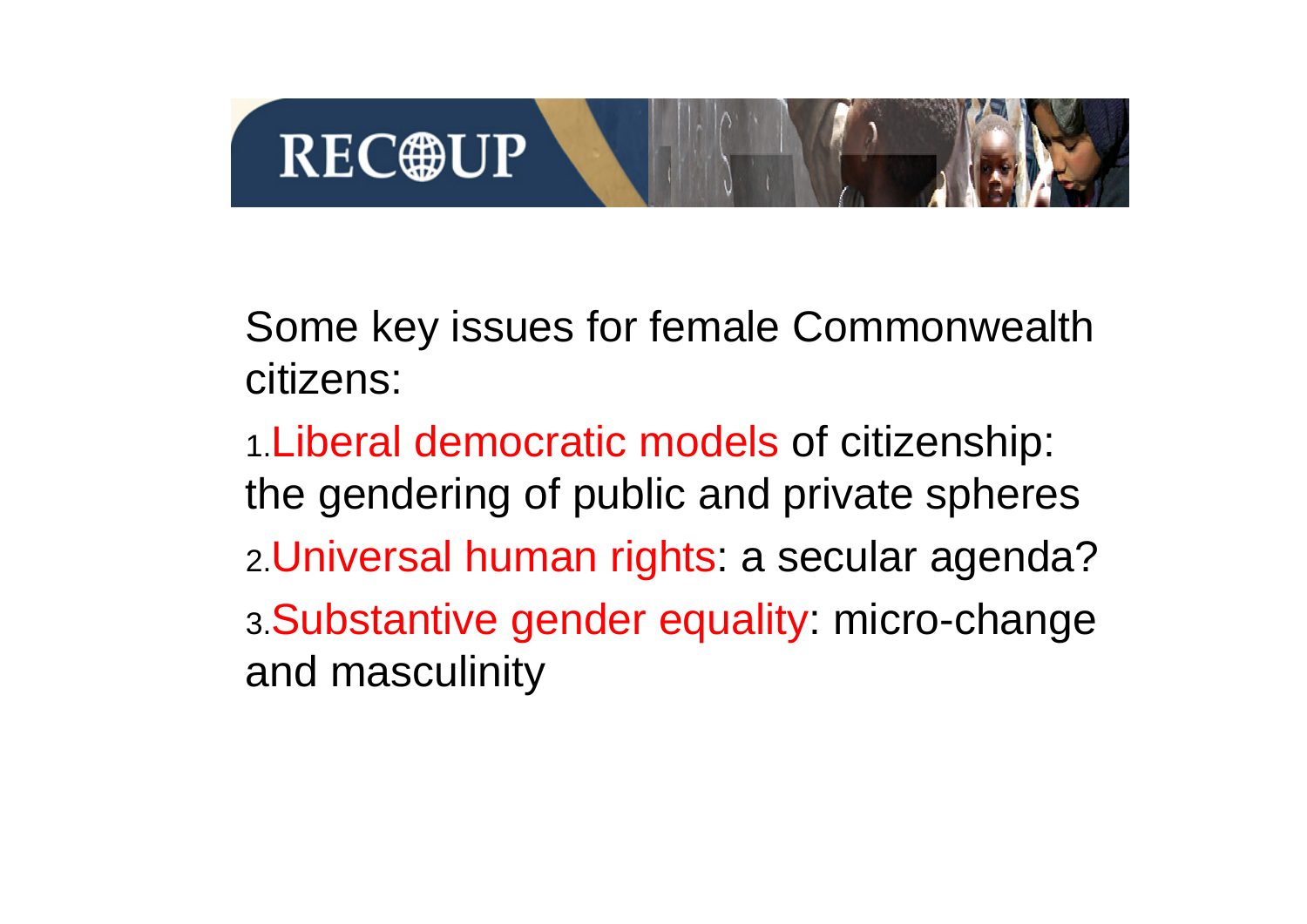Some key issues for female Commonwealth citizens:

1. Liberal democratic models of citizenship: the gendering of public and private spheres
2. Universal human rights: a secular agenda?
3. Substantive gender equality: micro-change and masculinity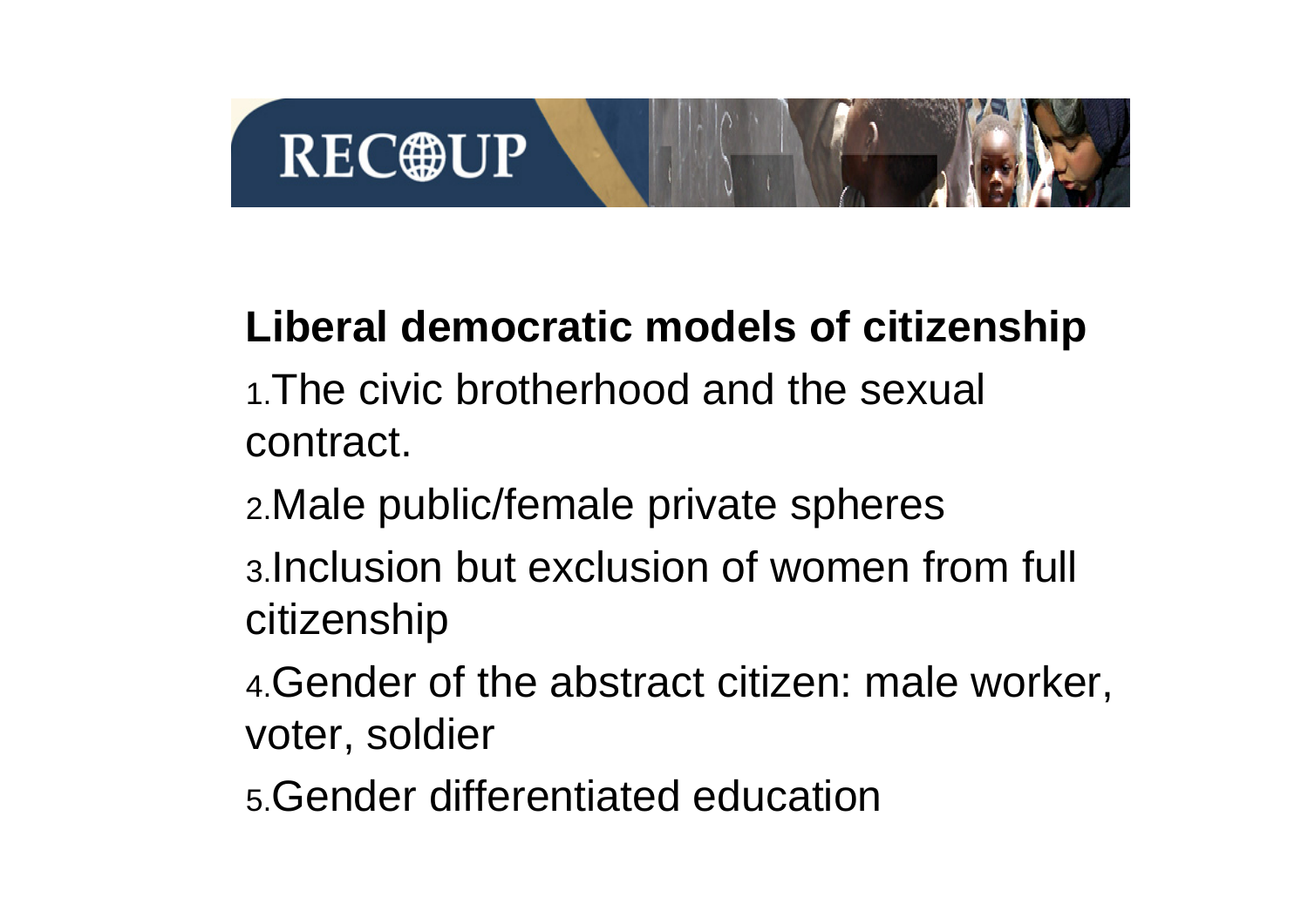## Liberal democratic models of citizenship

1. The civic brotherhood and the sexual contract.
2. Male public/female private spheres
3. Inclusion but exclusion of women from full citizenship
4. Gender of the abstract citizen: male worker, voter, soldier
5. Gender differentiated education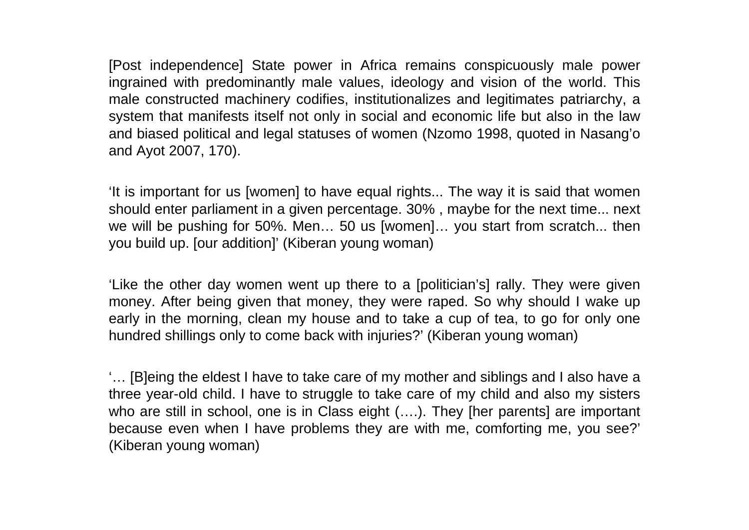[Post independence] State power in Africa remains conspicuously male power ingrained with predominantly male values, ideology and vision of the world. This male constructed machinery codifies, institutionalizes and legitimates patriarchy, a system that manifests itself not only in social and economic life but also in the law and biased political and legal statuses of women (Nzomo 1998, quoted in Nasang'o and Ayot 2007, 170).

'It is important for us [women] to have equal rights... The way it is said that women should enter parliament in a given percentage. 30% , maybe for the next time... next we will be pushing for 50%. Men… 50 us [women]… you start from scratch... then you build up. [our addition]' (Kiberan young woman)

'Like the other day women went up there to a [politician's] rally. They were given money. After being given that money, they were raped. So why should I wake up early in the morning, clean my house and to take a cup of tea, to go for only one hundred shillings only to come back with injuries?' (Kiberan young woman)

'… [B]eing the eldest I have to take care of my mother and siblings and I also have a three year-old child. I have to struggle to take care of my child and also my sisters who are still in school, one is in Class eight (….). They [her parents] are important because even when I have problems they are with me, comforting me, you see?' (Kiberan young woman)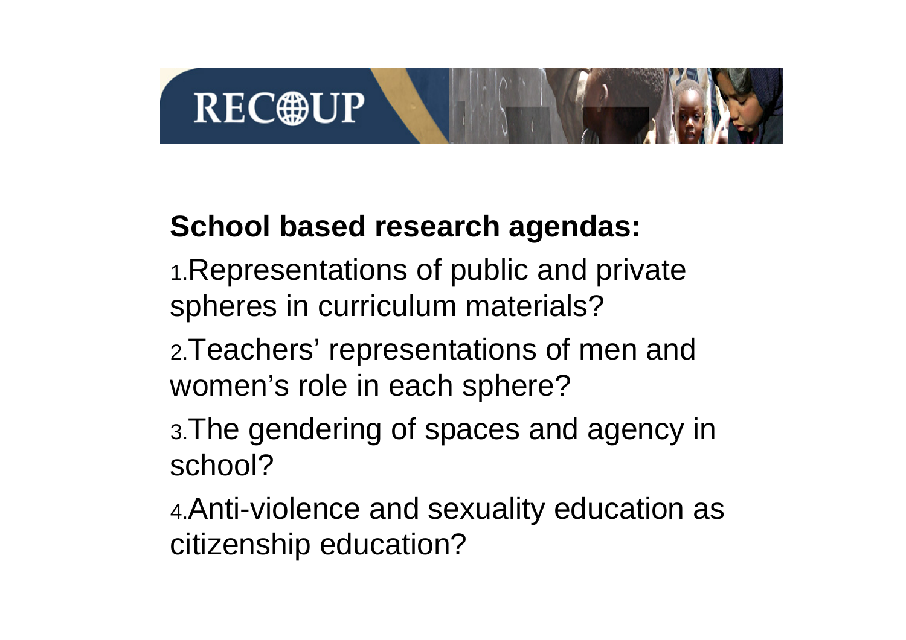**School based research agendas:**

1. Representations of public and private spheres in curriculum materials?
2. Teachers' representations of men and women's role in each sphere?
3. The gendering of spaces and agency in school?
4. Anti-violence and sexuality education as citizenship education?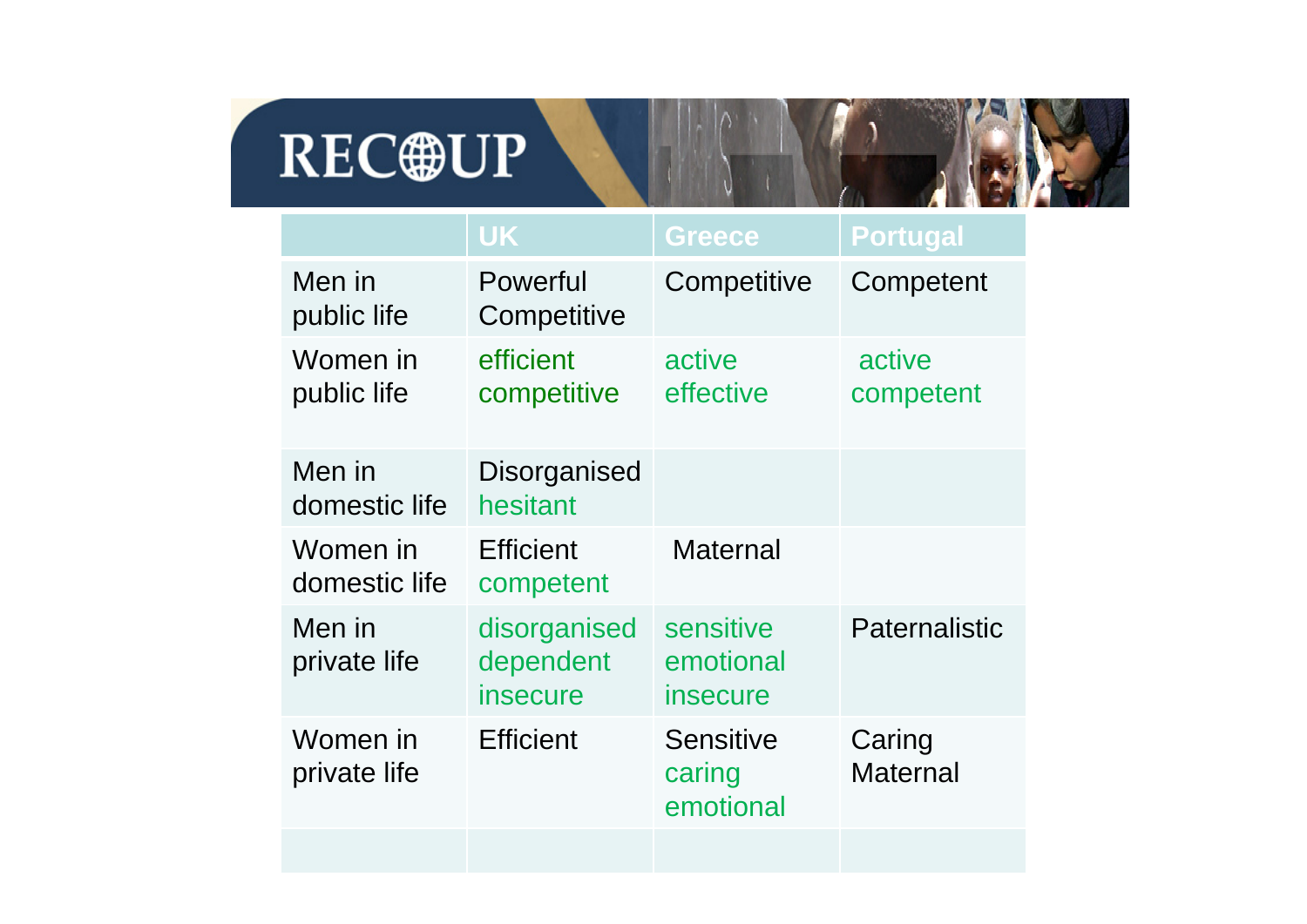RECOUP

| | UK | Greece | Portugal |
|---|---|---|---|
| Men in public life | Powerful Competitive | Competitive | Competent |
| Women in public life | efficient competitive | active effective | active competent |
| Men in domestic life | Disorganised hesitant | | |
| Women in domestic life | Efficient competent | Maternal | |
| Men in private life | disorganised dependent insecure | sensitive emotional insecure | Paternalistic |
| Women in private life | Efficient | Sensitive caring emotional | Caring Maternal |
| | | | |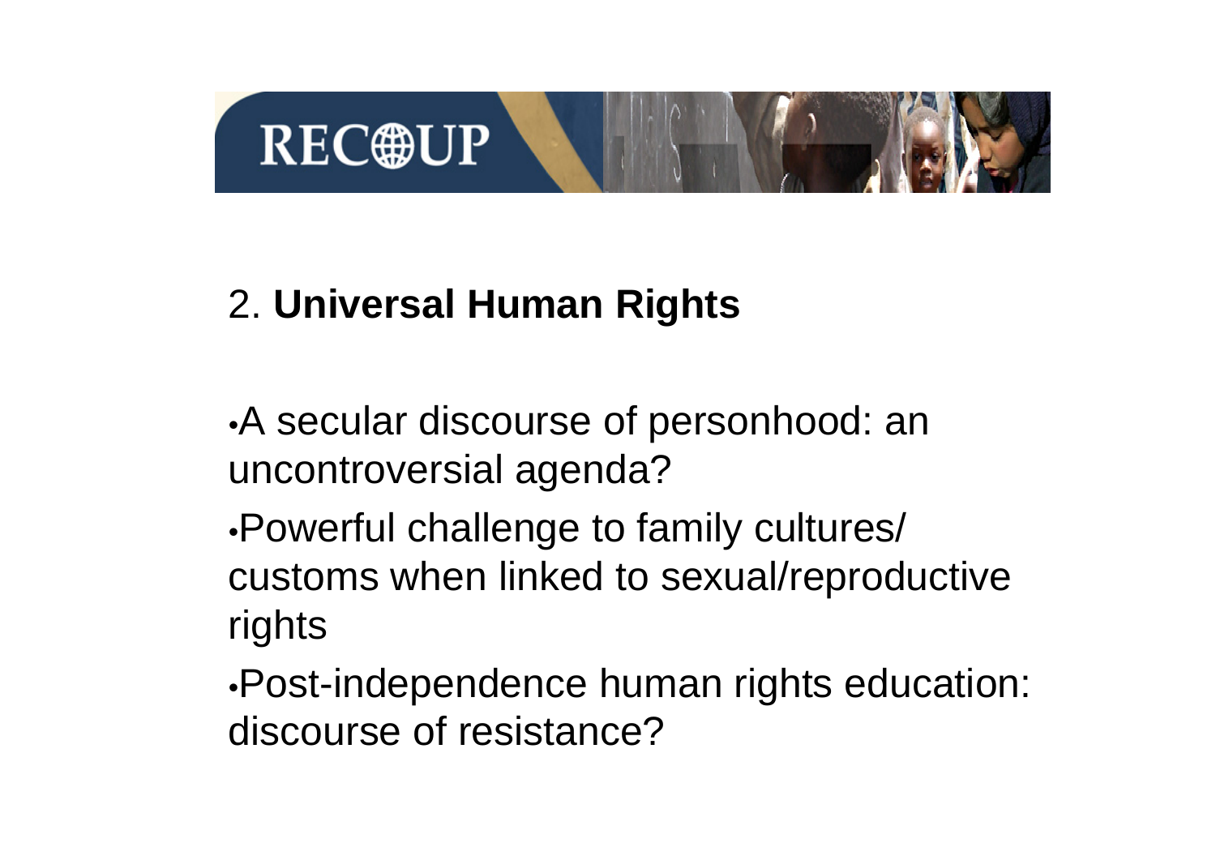## 2. **Universal Human Rights**

- A secular discourse of personhood: an uncontroversial agenda?
- Powerful challenge to family cultures/ customs when linked to sexual/reproductive rights
- Post-independence human rights education: discourse of resistance?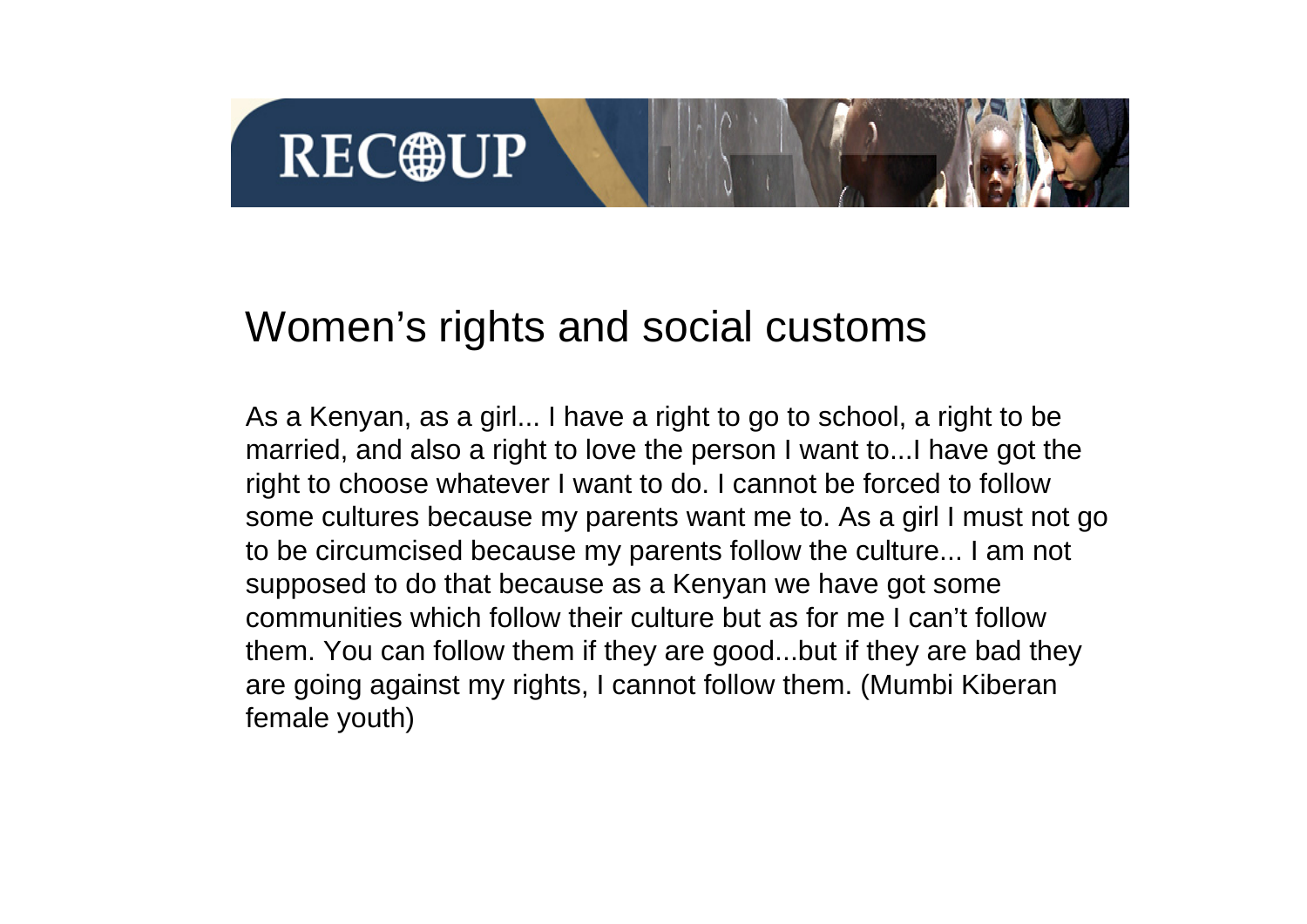## Women's rights and social customs

As a Kenyan, as a girl... I have a right to go to school, a right to be married, and also a right to love the person I want to...I have got the right to choose whatever I want to do. I cannot be forced to follow some cultures because my parents want me to. As a girl I must not go to be circumcised because my parents follow the culture... I am not supposed to do that because as a Kenyan we have got some communities which follow their culture but as for me I can't follow them. You can follow them if they are good...but if they are bad they are going against my rights, I cannot follow them. (Mumbi Kiberan female youth)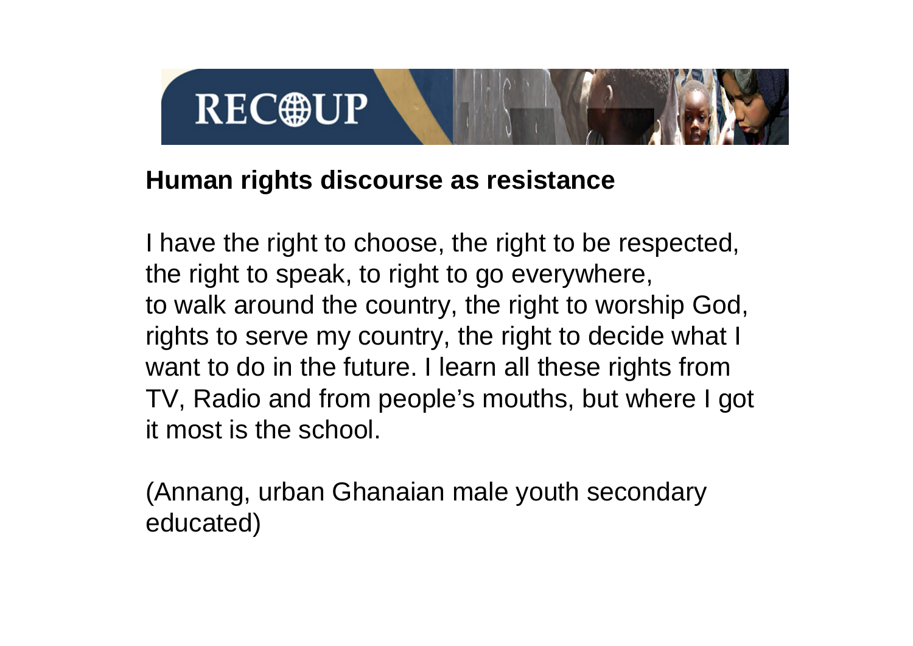## Human rights discourse as resistance

I have the right to choose, the right to be respected, the right to speak, to right to go everywhere, to walk around the country, the right to worship God, rights to serve my country, the right to decide what I want to do in the future. I learn all these rights from TV, Radio and from people's mouths, but where I got it most is the school.

(Annang, urban Ghanaian male youth secondary educated)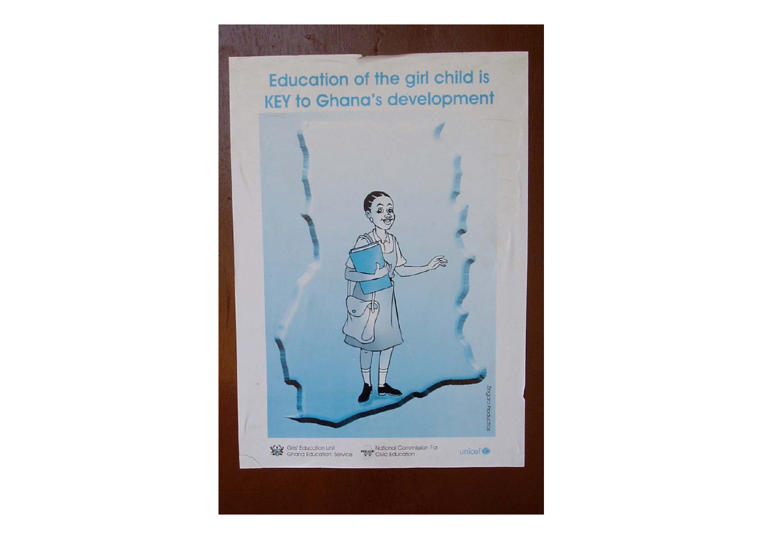# Education of the girl child is KEY to Ghana's development

Zingaro Productions

Girls' Education Unit
Ghana Education Service

National Commission For Civic Education

unicef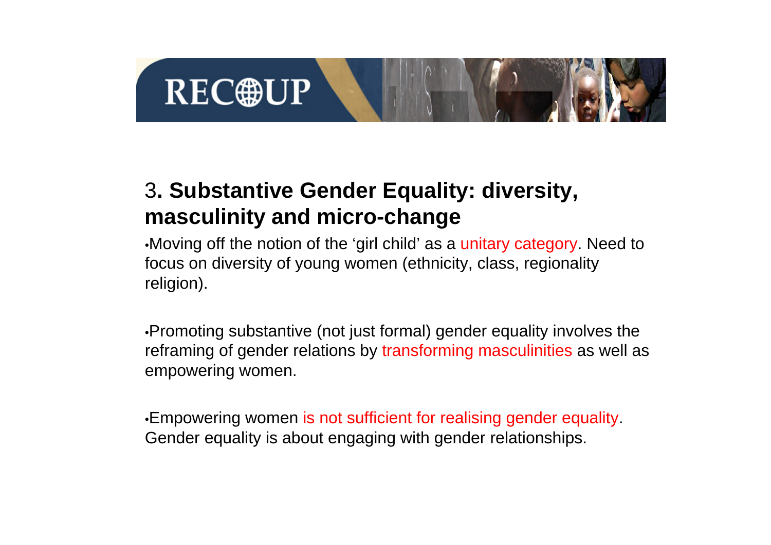## 3. Substantive Gender Equality: diversity, masculinity and micro-change

- Moving off the notion of the ‘girl child’ as a unitary category. Need to focus on diversity of young women (ethnicity, class, regionality religion).

- Promoting substantive (not just formal) gender equality involves the reframing of gender relations by transforming masculinities as well as empowering women.

- Empowering women is not sufficient for realising gender equality. Gender equality is about engaging with gender relationships.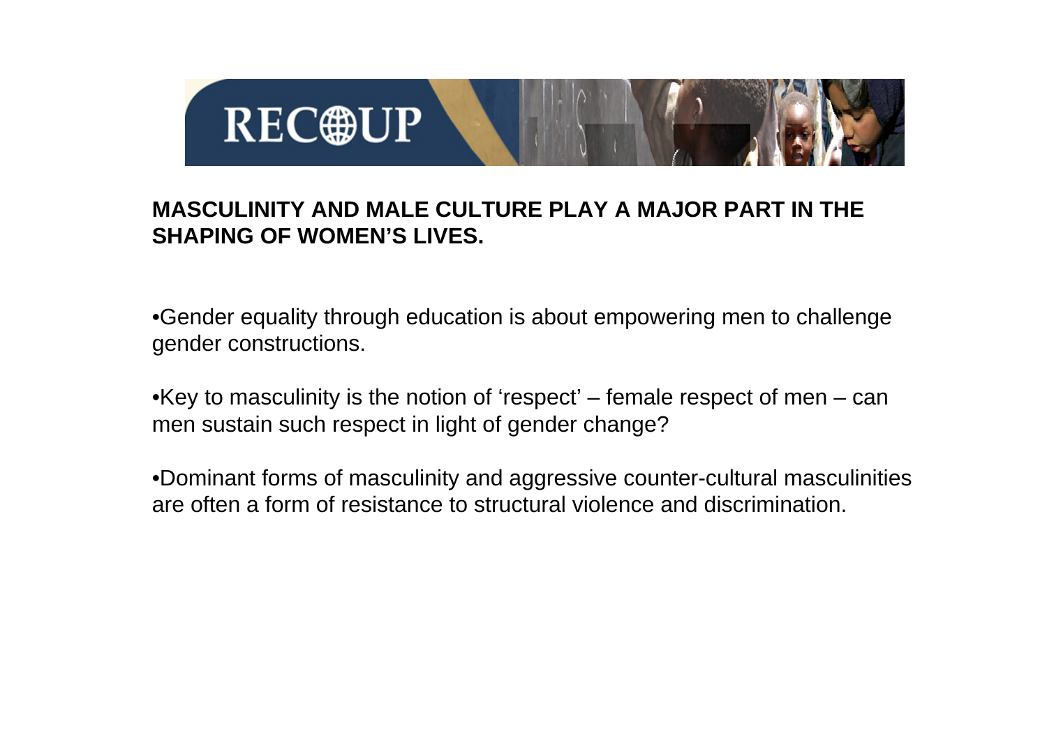**MASCULINITY AND MALE CULTURE PLAY A MAJOR PART IN THE SHAPING OF WOMEN'S LIVES.**

- Gender equality through education is about empowering men to challenge gender constructions.

- Key to masculinity is the notion of 'respect' – female respect of men – can men sustain such respect in light of gender change?

- Dominant forms of masculinity and aggressive counter-cultural masculinities are often a form of resistance to structural violence and discrimination.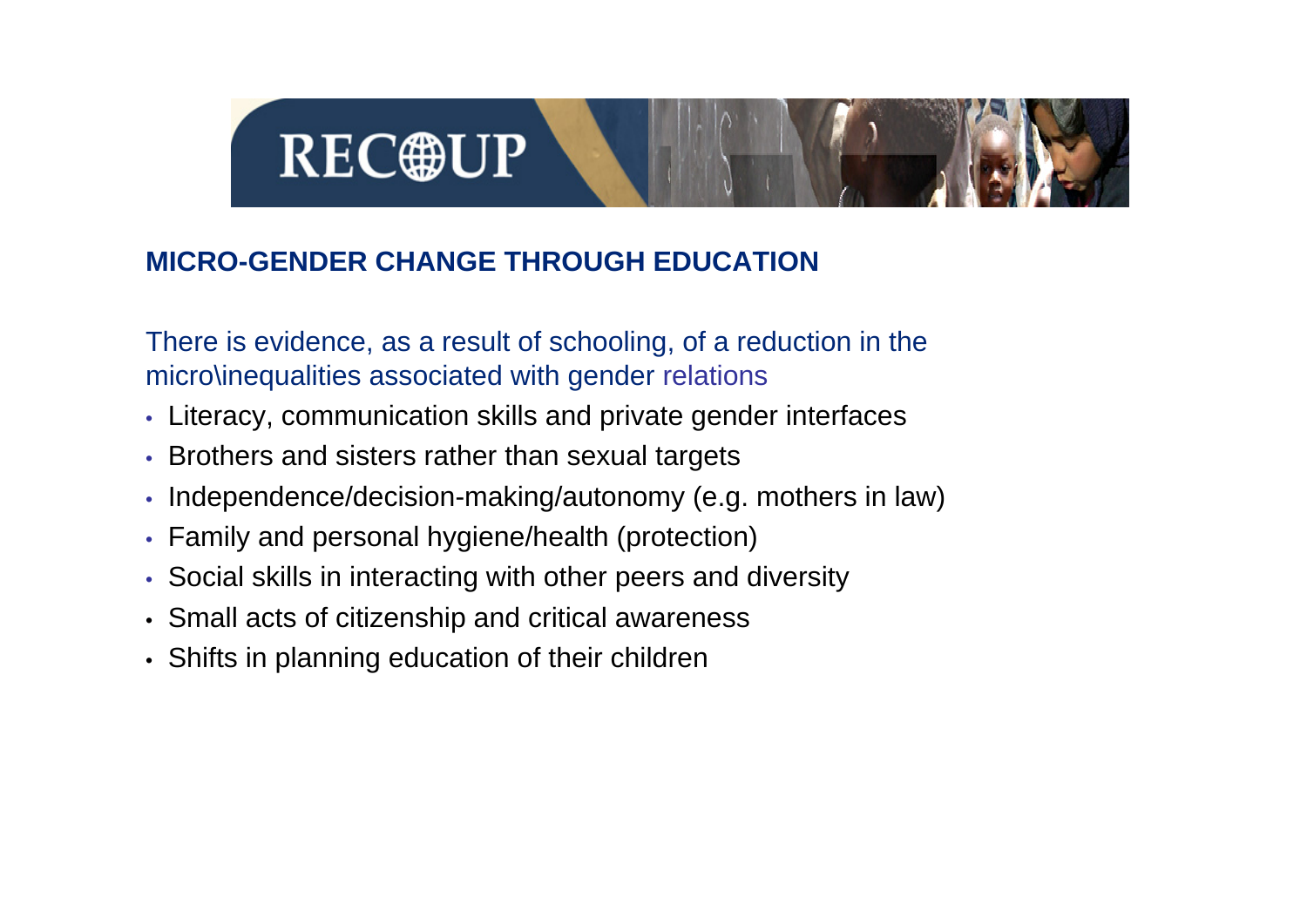## MICRO-GENDER CHANGE THROUGH EDUCATION

There is evidence, as a result of schooling, of a reduction in the micro\inequalities associated with gender relations

- Literacy, communication skills and private gender interfaces
- Brothers and sisters rather than sexual targets
- Independence/decision-making/autonomy (e.g. mothers in law)
- Family and personal hygiene/health (protection)
- Social skills in interacting with other peers and diversity
- Small acts of citizenship and critical awareness
- Shifts in planning education of their children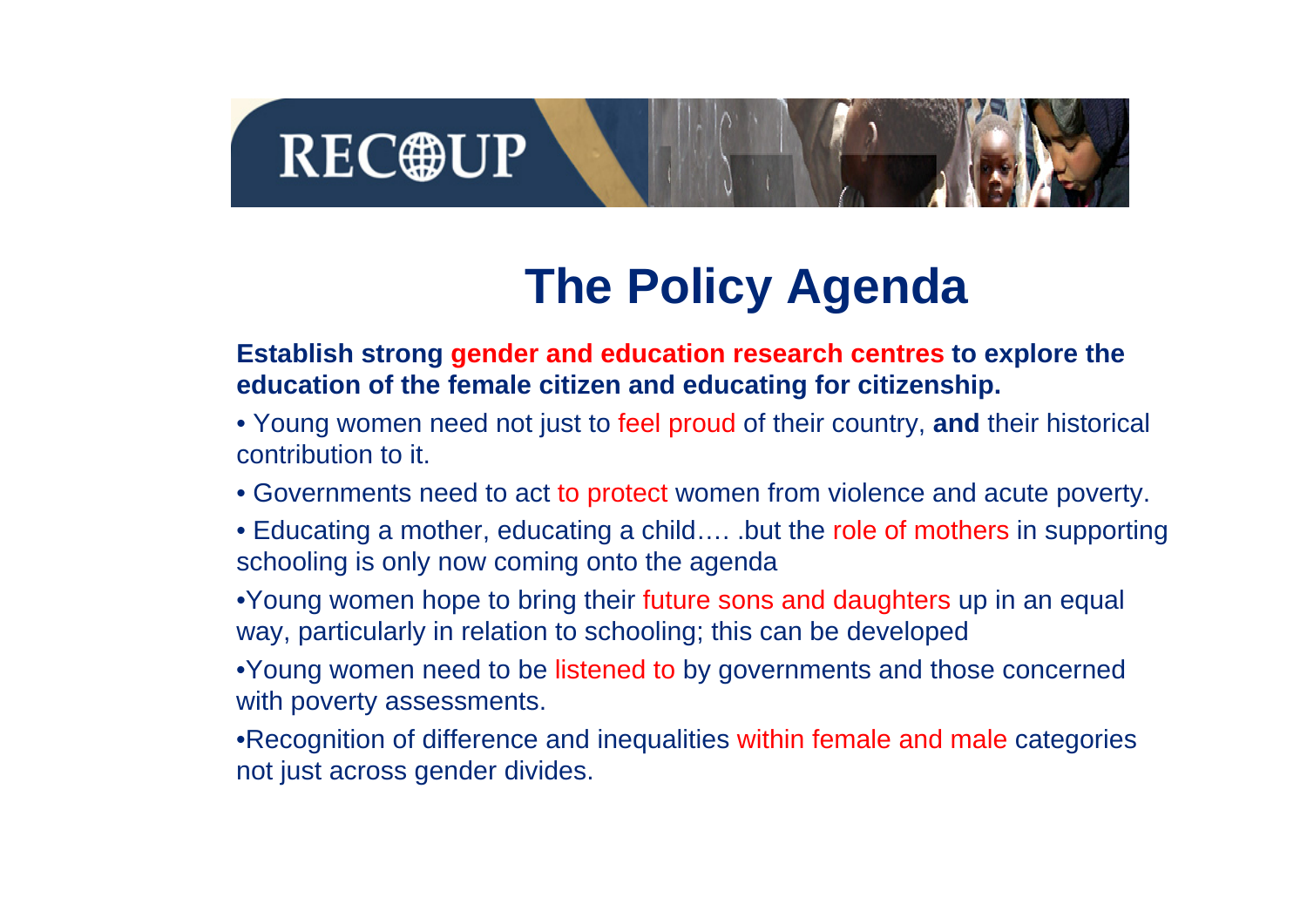# The Policy Agenda

**Establish strong gender and education research centres to explore the education of the female citizen and educating for citizenship.**

- Young women need not just to feel proud of their country, **and** their historical contribution to it.
- Governments need to act to protect women from violence and acute poverty.
- Educating a mother, educating a child…. .but the role of mothers in supporting schooling is only now coming onto the agenda
- Young women hope to bring their future sons and daughters up in an equal way, particularly in relation to schooling; this can be developed
- Young women need to be listened to by governments and those concerned with poverty assessments.
- Recognition of difference and inequalities within female and male categories not just across gender divides.